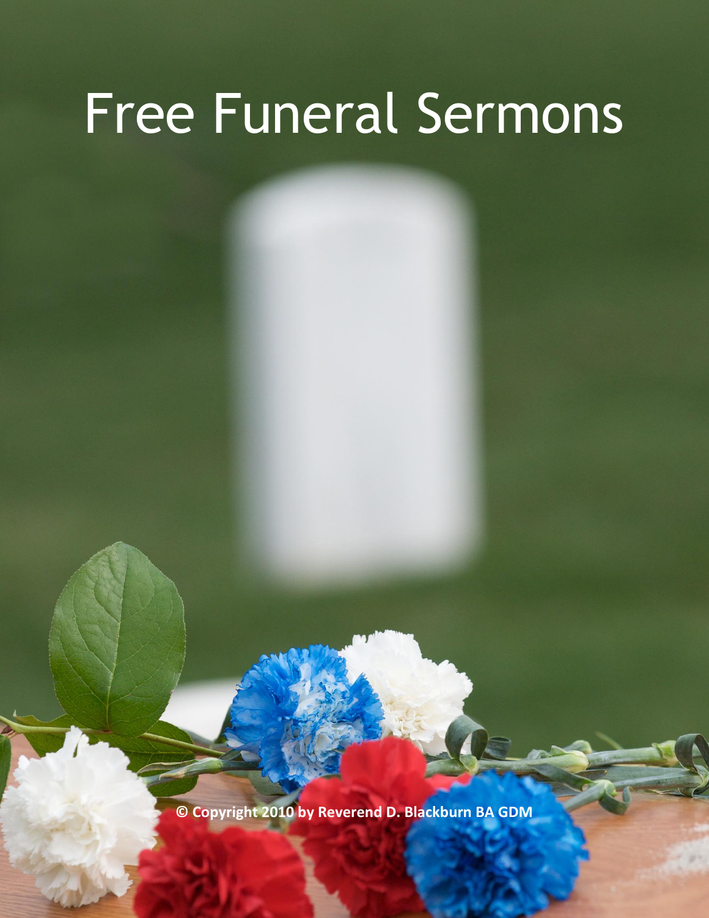# Free Funeral Sermons

**© Copyright 2010 by Reverend D. Blackburn BA GDM**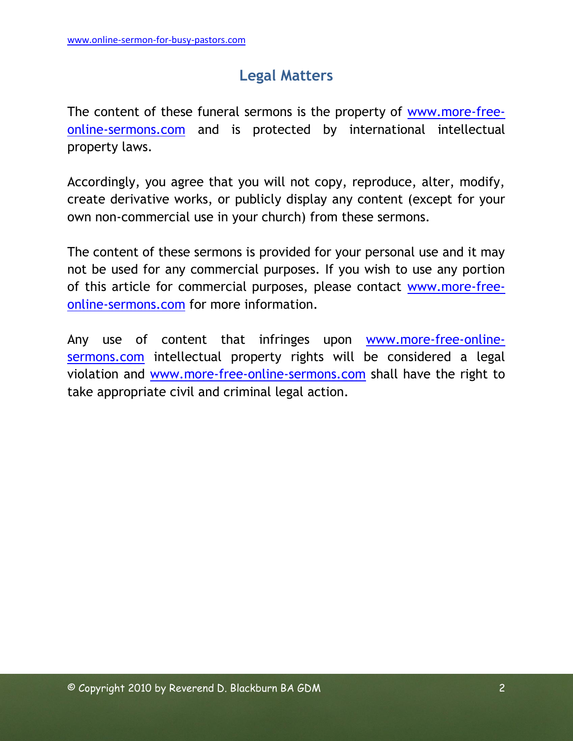## Legal Matters

The content of these funeral sermons is the property of www.more-free-online-sermons.com and is protected by international intellectual property laws.

Accordingly, you agree that you will not copy, reproduce, alter, modify, create derivative works, or publicly display any content (except for your own non-commercial use in your church) from these sermons.

The content of these sermons is provided for your personal use and it may not be used for any commercial purposes. If you wish to use any portion of this article for commercial purposes, please contact www.more-free-online-sermons.com for more information.

Any use of content that infringes upon www.more-free-online-sermons.com intellectual property rights will be considered a legal violation and www.more-free-online-sermons.com shall have the right to take appropriate civil and criminal legal action.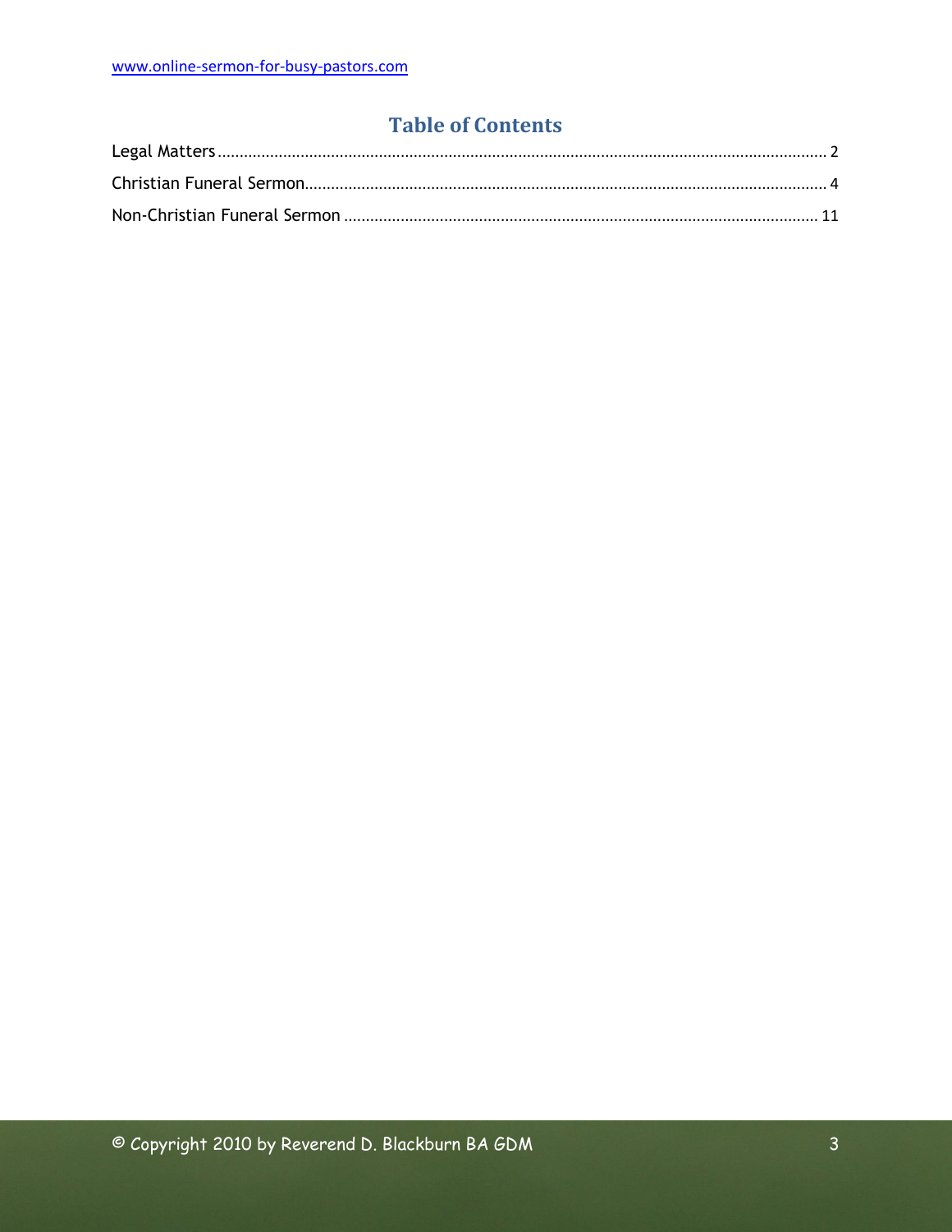## Table of Contents

Legal Matters ........................................................................................................................................ 2

Christian Funeral Sermon...................................................................................................................... 4

Non-Christian Funeral Sermon ........................................................................................................... 11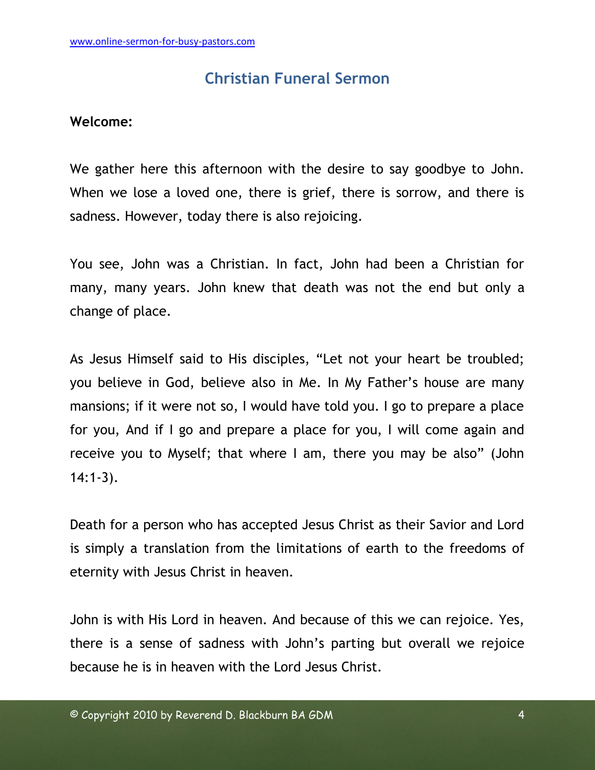## Christian Funeral Sermon

**Welcome:**

We gather here this afternoon with the desire to say goodbye to John. When we lose a loved one, there is grief, there is sorrow, and there is sadness. However, today there is also rejoicing.

You see, John was a Christian. In fact, John had been a Christian for many, many years. John knew that death was not the end but only a change of place.

As Jesus Himself said to His disciples, “Let not your heart be troubled; you believe in God, believe also in Me. In My Father’s house are many mansions; if it were not so, I would have told you. I go to prepare a place for you, And if I go and prepare a place for you, I will come again and receive you to Myself; that where I am, there you may be also” (John 14:1-3).

Death for a person who has accepted Jesus Christ as their Savior and Lord is simply a translation from the limitations of earth to the freedoms of eternity with Jesus Christ in heaven.

John is with His Lord in heaven. And because of this we can rejoice. Yes, there is a sense of sadness with John’s parting but overall we rejoice because he is in heaven with the Lord Jesus Christ.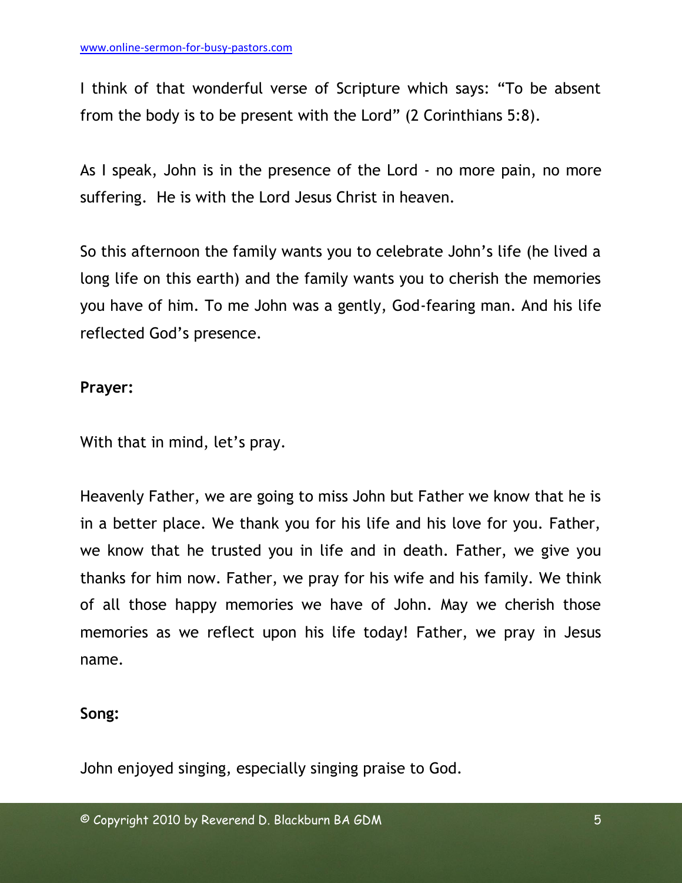I think of that wonderful verse of Scripture which says: "To be absent from the body is to be present with the Lord" (2 Corinthians 5:8).

As I speak, John is in the presence of the Lord - no more pain, no more suffering. He is with the Lord Jesus Christ in heaven.

So this afternoon the family wants you to celebrate John's life (he lived a long life on this earth) and the family wants you to cherish the memories you have of him. To me John was a gently, God-fearing man. And his life reflected God's presence.

**Prayer:**

With that in mind, let's pray.

Heavenly Father, we are going to miss John but Father we know that he is in a better place. We thank you for his life and his love for you. Father, we know that he trusted you in life and in death. Father, we give you thanks for him now. Father, we pray for his wife and his family. We think of all those happy memories we have of John. May we cherish those memories as we reflect upon his life today! Father, we pray in Jesus name.

**Song:**

John enjoyed singing, especially singing praise to God.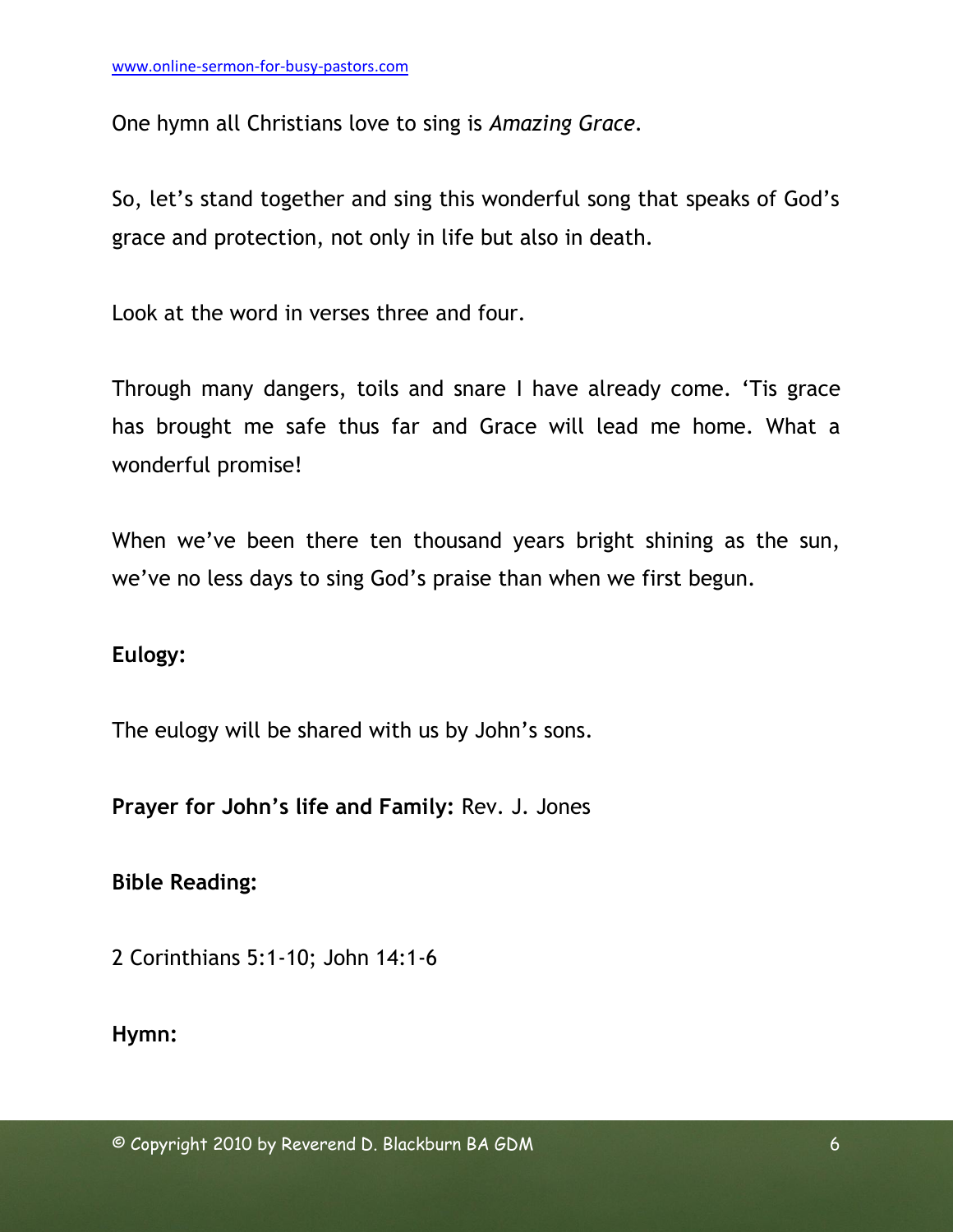One hymn all Christians love to sing is *Amazing Grace*.

So, let's stand together and sing this wonderful song that speaks of God's grace and protection, not only in life but also in death.

Look at the word in verses three and four.

Through many dangers, toils and snare I have already come. 'Tis grace has brought me safe thus far and Grace will lead me home. What a wonderful promise!

When we've been there ten thousand years bright shining as the sun, we've no less days to sing God's praise than when we first begun.

**Eulogy:**

The eulogy will be shared with us by John's sons.

**Prayer for John's life and Family:** Rev. J. Jones

**Bible Reading:**

2 Corinthians 5:1-10; John 14:1-6

**Hymn:**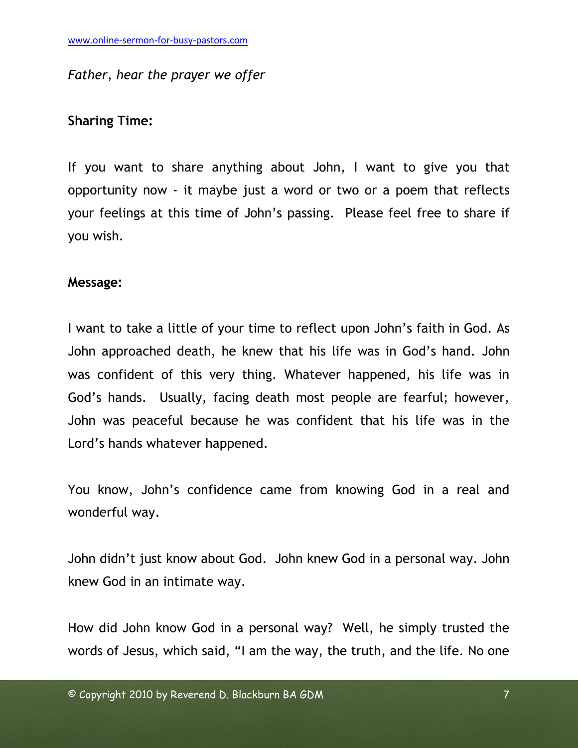*Father, hear the prayer we offer*

**Sharing Time:**

If you want to share anything about John, I want to give you that opportunity now - it maybe just a word or two or a poem that reflects your feelings at this time of John's passing. Please feel free to share if you wish.

**Message:**

I want to take a little of your time to reflect upon John's faith in God. As John approached death, he knew that his life was in God's hand. John was confident of this very thing. Whatever happened, his life was in God's hands. Usually, facing death most people are fearful; however, John was peaceful because he was confident that his life was in the Lord's hands whatever happened.

You know, John's confidence came from knowing God in a real and wonderful way.

John didn't just know about God. John knew God in a personal way. John knew God in an intimate way.

How did John know God in a personal way? Well, he simply trusted the words of Jesus, which said, "I am the way, the truth, and the life. No one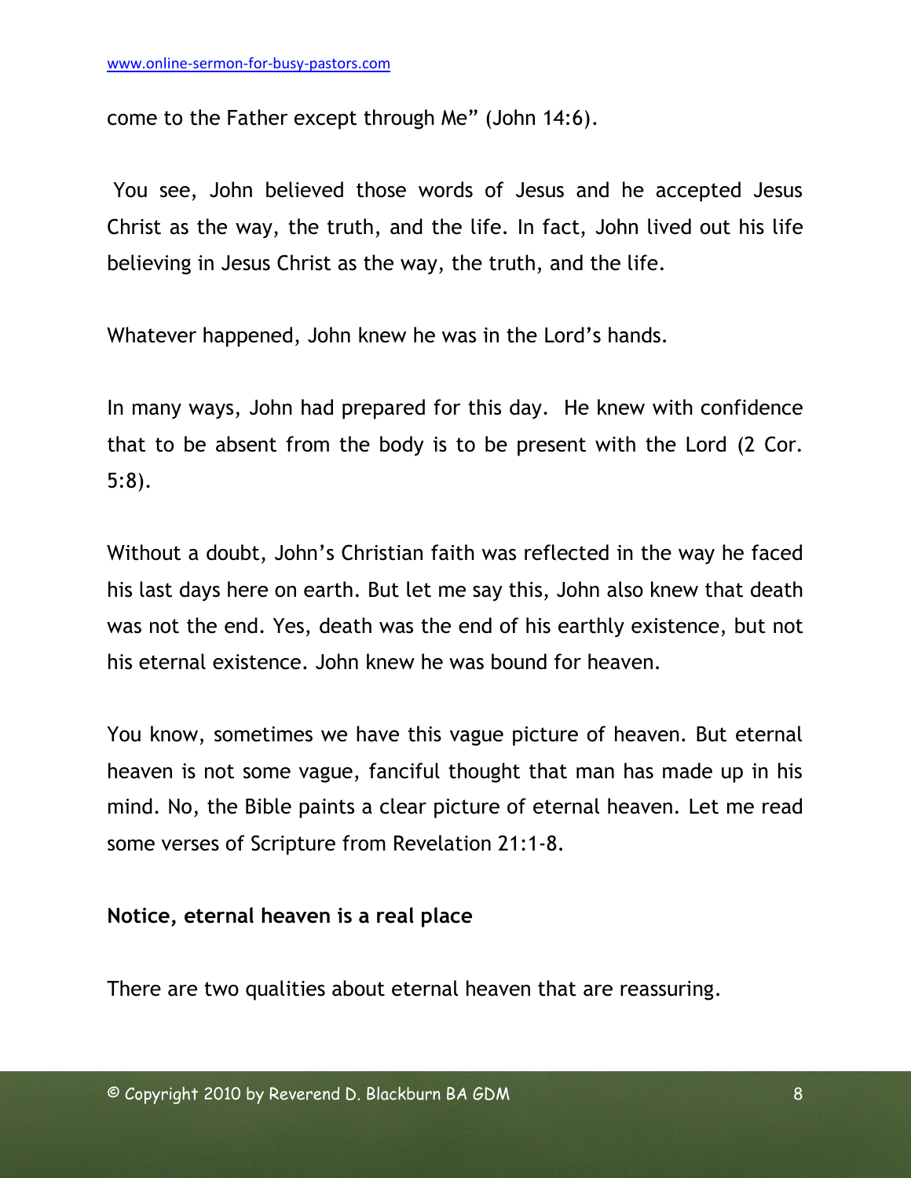come to the Father except through Me" (John 14:6).

You see, John believed those words of Jesus and he accepted Jesus Christ as the way, the truth, and the life. In fact, John lived out his life believing in Jesus Christ as the way, the truth, and the life.

Whatever happened, John knew he was in the Lord's hands.

In many ways, John had prepared for this day. He knew with confidence that to be absent from the body is to be present with the Lord (2 Cor. 5:8).

Without a doubt, John's Christian faith was reflected in the way he faced his last days here on earth. But let me say this, John also knew that death was not the end. Yes, death was the end of his earthly existence, but not his eternal existence. John knew he was bound for heaven.

You know, sometimes we have this vague picture of heaven. But eternal heaven is not some vague, fanciful thought that man has made up in his mind. No, the Bible paints a clear picture of eternal heaven. Let me read some verses of Scripture from Revelation 21:1-8.

**Notice, eternal heaven is a real place**

There are two qualities about eternal heaven that are reassuring.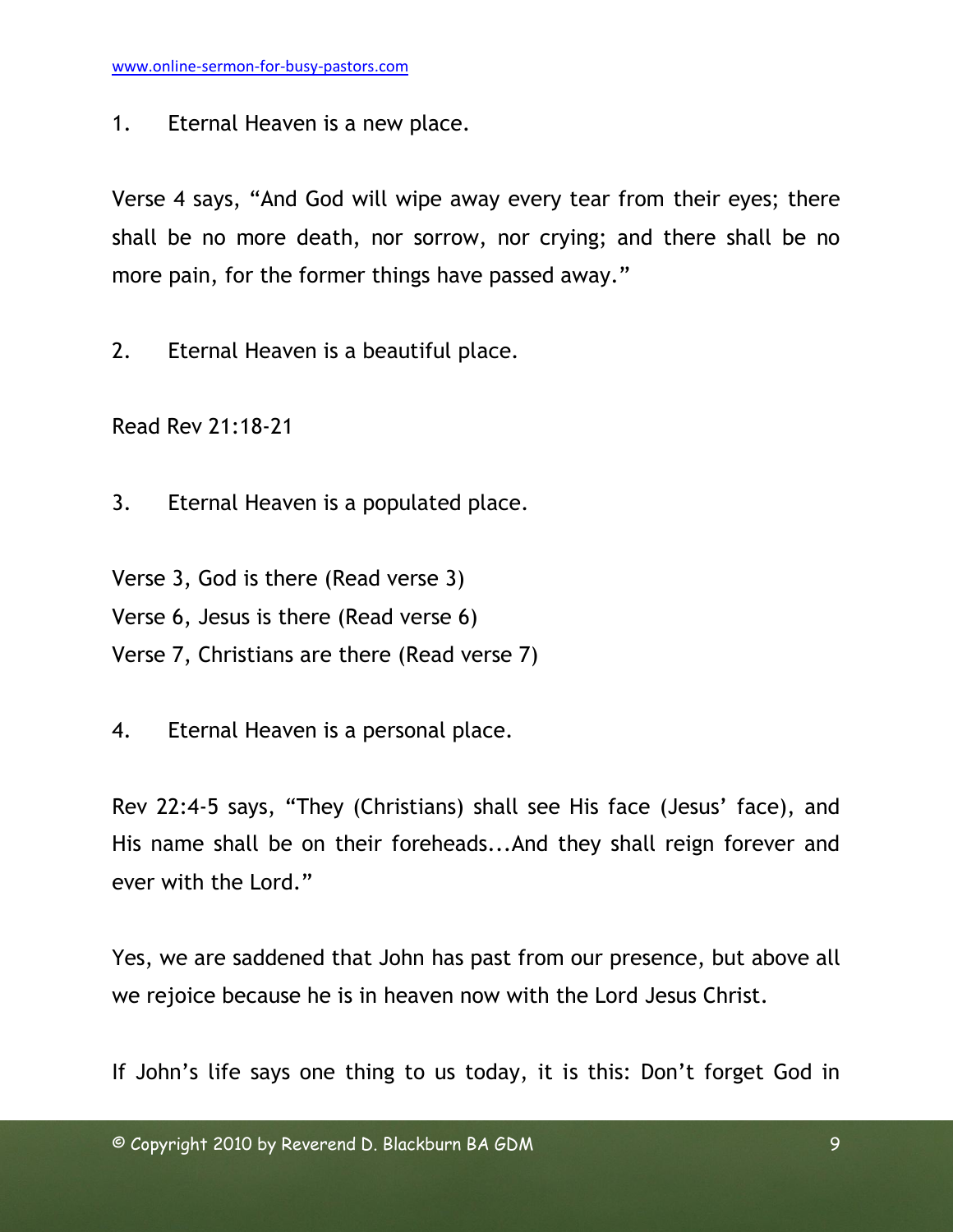1. Eternal Heaven is a new place.

Verse 4 says, "And God will wipe away every tear from their eyes; there shall be no more death, nor sorrow, nor crying; and there shall be no more pain, for the former things have passed away."

2. Eternal Heaven is a beautiful place.

Read Rev 21:18-21

3. Eternal Heaven is a populated place.

Verse 3, God is there (Read verse 3)
Verse 6, Jesus is there (Read verse 6)
Verse 7, Christians are there (Read verse 7)

4. Eternal Heaven is a personal place.

Rev 22:4-5 says, "They (Christians) shall see His face (Jesus' face), and His name shall be on their foreheads...And they shall reign forever and ever with the Lord."

Yes, we are saddened that John has past from our presence, but above all we rejoice because he is in heaven now with the Lord Jesus Christ.

If John's life says one thing to us today, it is this: Don't forget God in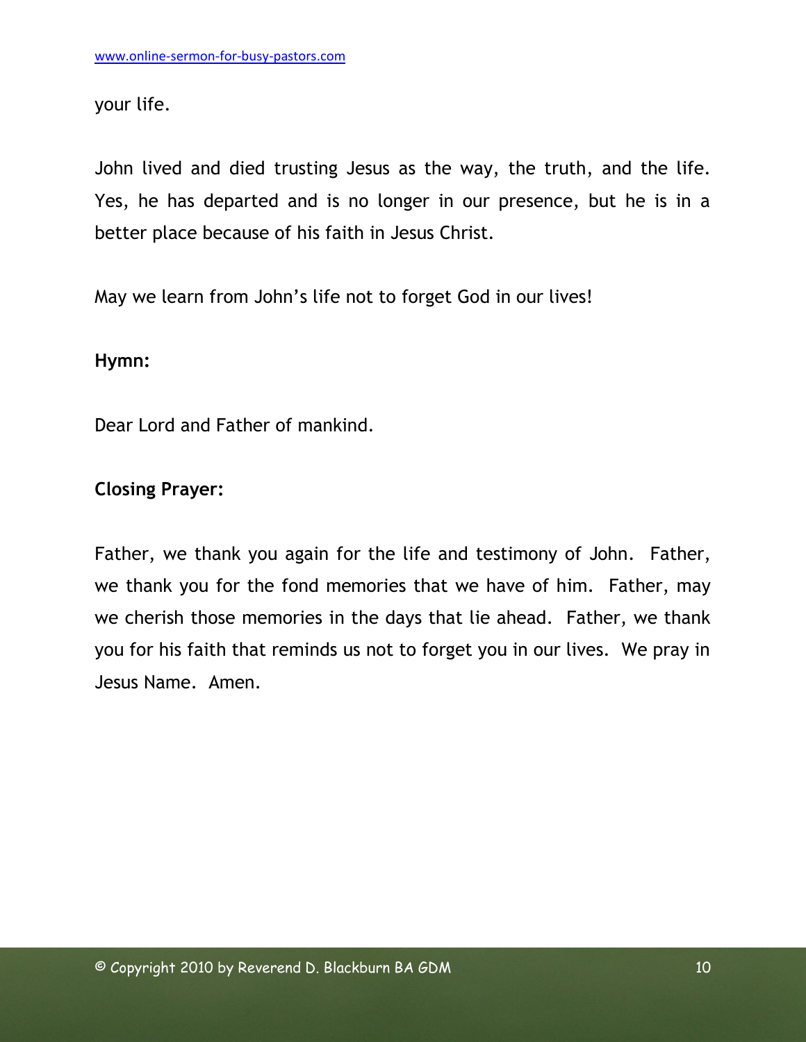your life.

John lived and died trusting Jesus as the way, the truth, and the life. Yes, he has departed and is no longer in our presence, but he is in a better place because of his faith in Jesus Christ.

May we learn from John's life not to forget God in our lives!

**Hymn:**

Dear Lord and Father of mankind.

**Closing Prayer:**

Father, we thank you again for the life and testimony of John. Father, we thank you for the fond memories that we have of him. Father, may we cherish those memories in the days that lie ahead. Father, we thank you for his faith that reminds us not to forget you in our lives. We pray in Jesus Name. Amen.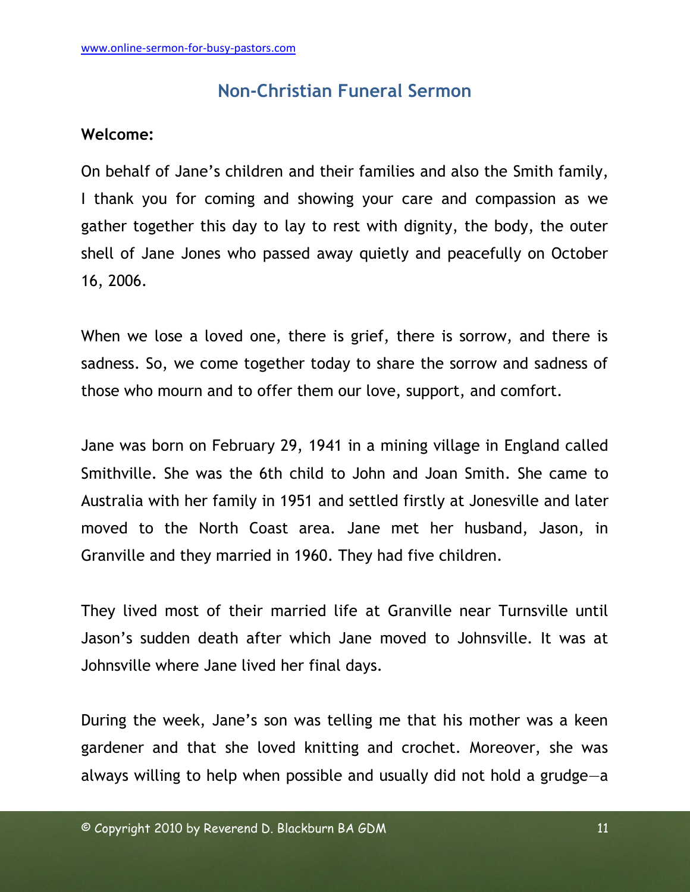## Non-Christian Funeral Sermon

**Welcome:**

On behalf of Jane's children and their families and also the Smith family, I thank you for coming and showing your care and compassion as we gather together this day to lay to rest with dignity, the body, the outer shell of Jane Jones who passed away quietly and peacefully on October 16, 2006.

When we lose a loved one, there is grief, there is sorrow, and there is sadness. So, we come together today to share the sorrow and sadness of those who mourn and to offer them our love, support, and comfort.

Jane was born on February 29, 1941 in a mining village in England called Smithville. She was the 6th child to John and Joan Smith. She came to Australia with her family in 1951 and settled firstly at Jonesville and later moved to the North Coast area. Jane met her husband, Jason, in Granville and they married in 1960. They had five children.

They lived most of their married life at Granville near Turnsville until Jason's sudden death after which Jane moved to Johnsville. It was at Johnsville where Jane lived her final days.

During the week, Jane's son was telling me that his mother was a keen gardener and that she loved knitting and crochet. Moreover, she was always willing to help when possible and usually did not hold a grudge—a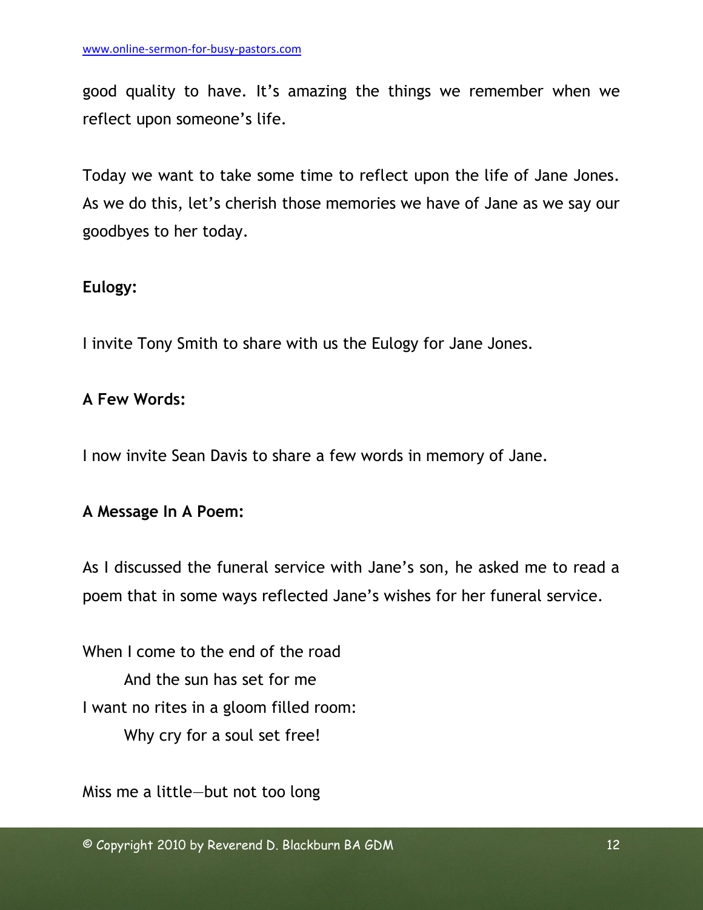good quality to have. It's amazing the things we remember when we reflect upon someone's life.

Today we want to take some time to reflect upon the life of Jane Jones. As we do this, let's cherish those memories we have of Jane as we say our goodbyes to her today.

**Eulogy:**

I invite Tony Smith to share with us the Eulogy for Jane Jones.

**A Few Words:**

I now invite Sean Davis to share a few words in memory of Jane.

**A Message In A Poem:**

As I discussed the funeral service with Jane's son, he asked me to read a poem that in some ways reflected Jane's wishes for her funeral service.

When I come to the end of the road  
    And the sun has set for me  
I want no rites in a gloom filled room:  
    Why cry for a soul set free!

Miss me a little—but not too long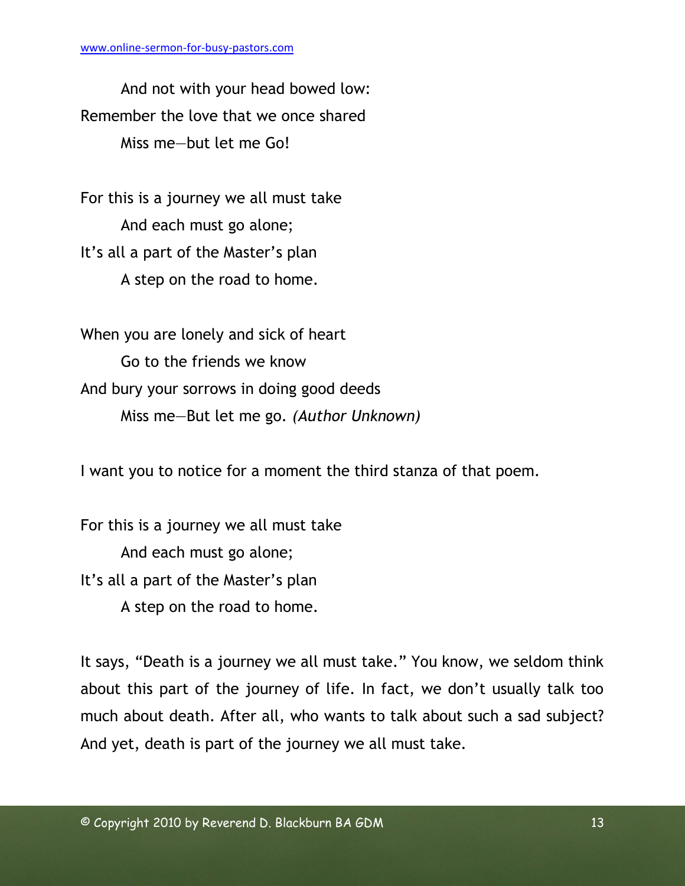And not with your head bowed low:  
Remember the love that we once shared  
Miss me—but let me Go!

For this is a journey we all must take  
And each must go alone;  
It's all a part of the Master's plan  
A step on the road to home.

When you are lonely and sick of heart  
Go to the friends we know  
And bury your sorrows in doing good deeds  
Miss me—But let me go. *(Author Unknown)*

I want you to notice for a moment the third stanza of that poem.

For this is a journey we all must take  
And each must go alone;  
It's all a part of the Master's plan  
A step on the road to home.

It says, "Death is a journey we all must take." You know, we seldom think about this part of the journey of life. In fact, we don't usually talk too much about death. After all, who wants to talk about such a sad subject? And yet, death is part of the journey we all must take.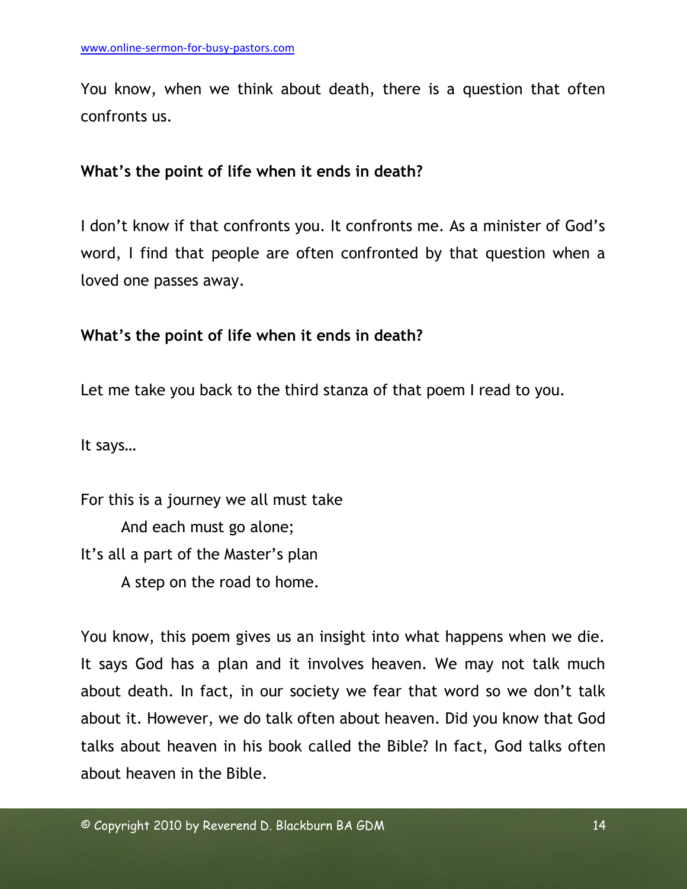You know, when we think about death, there is a question that often confronts us.

**What's the point of life when it ends in death?**

I don't know if that confronts you. It confronts me. As a minister of God's word, I find that people are often confronted by that question when a loved one passes away.

**What's the point of life when it ends in death?**

Let me take you back to the third stanza of that poem I read to you.

It says…

For this is a journey we all must take  
    And each must go alone;  
It's all a part of the Master's plan  
    A step on the road to home.

You know, this poem gives us an insight into what happens when we die. It says God has a plan and it involves heaven. We may not talk much about death. In fact, in our society we fear that word so we don't talk about it. However, we do talk often about heaven. Did you know that God talks about heaven in his book called the Bible? In fact, God talks often about heaven in the Bible.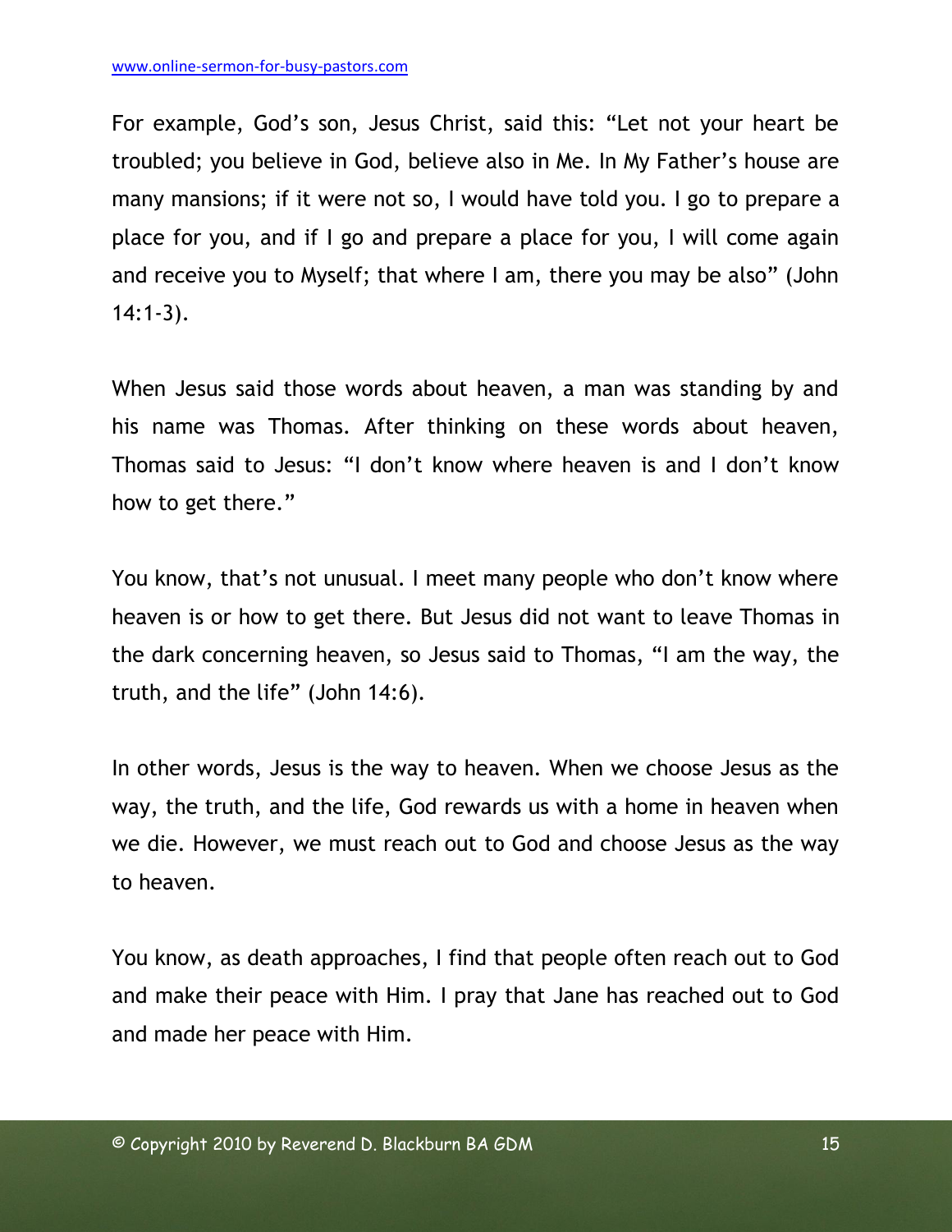For example, God's son, Jesus Christ, said this: "Let not your heart be troubled; you believe in God, believe also in Me. In My Father's house are many mansions; if it were not so, I would have told you. I go to prepare a place for you, and if I go and prepare a place for you, I will come again and receive you to Myself; that where I am, there you may be also" (John 14:1-3).

When Jesus said those words about heaven, a man was standing by and his name was Thomas. After thinking on these words about heaven, Thomas said to Jesus: "I don't know where heaven is and I don't know how to get there."

You know, that's not unusual. I meet many people who don't know where heaven is or how to get there. But Jesus did not want to leave Thomas in the dark concerning heaven, so Jesus said to Thomas, "I am the way, the truth, and the life" (John 14:6).

In other words, Jesus is the way to heaven. When we choose Jesus as the way, the truth, and the life, God rewards us with a home in heaven when we die. However, we must reach out to God and choose Jesus as the way to heaven.

You know, as death approaches, I find that people often reach out to God and make their peace with Him. I pray that Jane has reached out to God and made her peace with Him.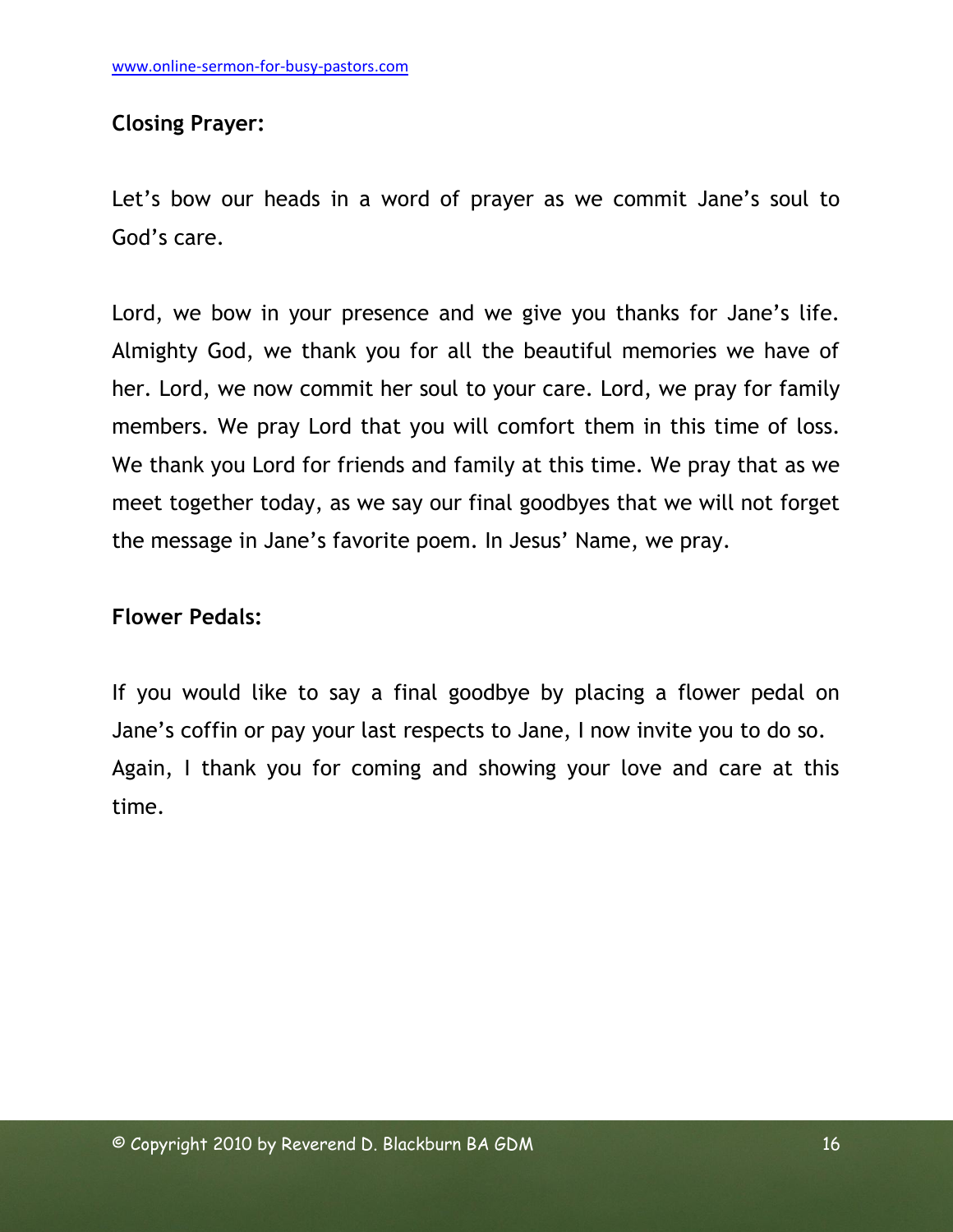**Closing Prayer:**

Let's bow our heads in a word of prayer as we commit Jane's soul to God's care.

Lord, we bow in your presence and we give you thanks for Jane's life. Almighty God, we thank you for all the beautiful memories we have of her. Lord, we now commit her soul to your care. Lord, we pray for family members. We pray Lord that you will comfort them in this time of loss. We thank you Lord for friends and family at this time. We pray that as we meet together today, as we say our final goodbyes that we will not forget the message in Jane's favorite poem. In Jesus' Name, we pray.

**Flower Pedals:**

If you would like to say a final goodbye by placing a flower pedal on Jane's coffin or pay your last respects to Jane, I now invite you to do so. Again, I thank you for coming and showing your love and care at this time.